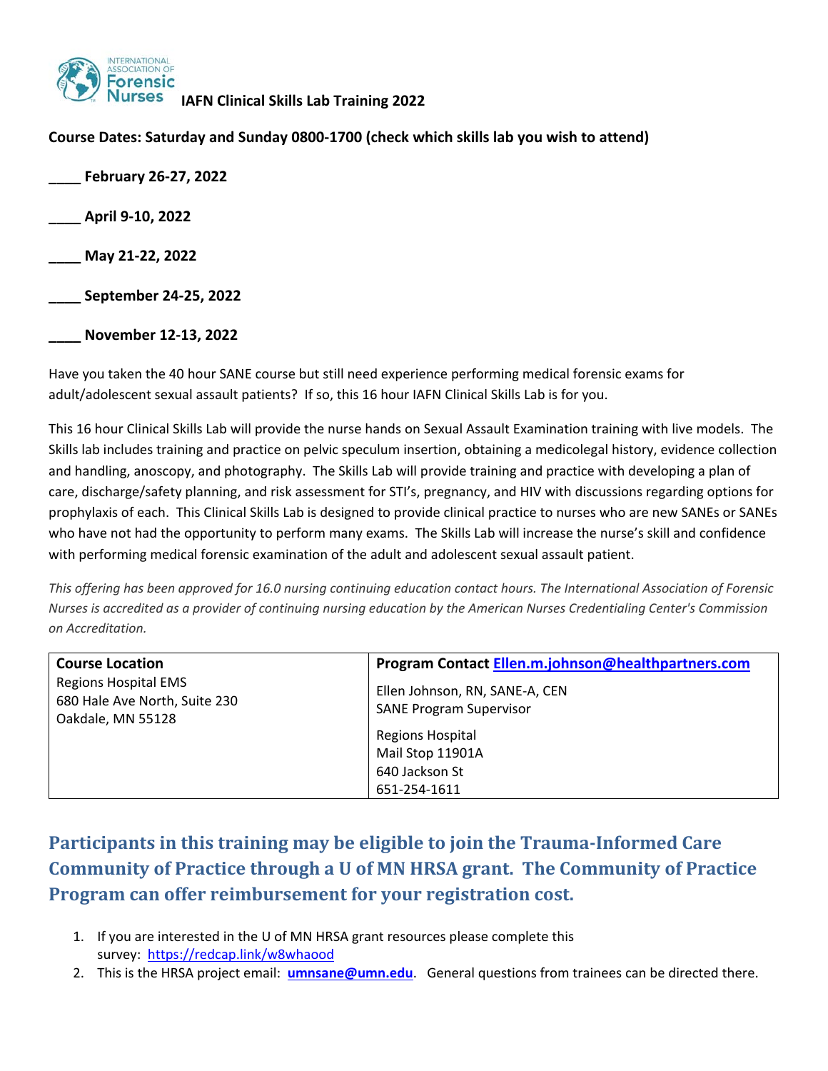# IAFN Clinical Skills Lab Training 2022

**Course Dates: Saturday and Sunday 0800-1700 (check which skills lab you wish to attend)**

**____ February 26-27, 2022**

**____ April 9-10, 2022**

**____ May 21-22, 2022**

**____ September 24-25, 2022**

**____ November 12-13, 2022**

Have you taken the 40 hour SANE course but still need experience performing medical forensic exams for adult/adolescent sexual assault patients? If so, this 16 hour IAFN Clinical Skills Lab is for you.

This 16 hour Clinical Skills Lab will provide the nurse hands on Sexual Assault Examination training with live models. The Skills lab includes training and practice on pelvic speculum insertion, obtaining a medicolegal history, evidence collection and handling, anoscopy, and photography. The Skills Lab will provide training and practice with developing a plan of care, discharge/safety planning, and risk assessment for STI's, pregnancy, and HIV with discussions regarding options for prophylaxis of each. This Clinical Skills Lab is designed to provide clinical practice to nurses who are new SANEs or SANEs who have not had the opportunity to perform many exams. The Skills Lab will increase the nurse's skill and confidence with performing medical forensic examination of the adult and adolescent sexual assault patient.

*This offering has been approved for 16.0 nursing continuing education contact hours. The International Association of Forensic Nurses is accredited as a provider of continuing nursing education by the American Nurses Credentialing Center's Commission on Accreditation.*

| **Course Location** | **Program Contact** Ellen.m.johnson@healthpartners.com |
| --- | --- |
| Regions Hospital EMS<br>680 Hale Ave North, Suite 230<br>Oakdale, MN 55128 | Ellen Johnson, RN, SANE-A, CEN<br>SANE Program Supervisor<br><br>Regions Hospital<br>Mail Stop 11901A<br>640 Jackson St<br>651-254-1611 |

## Participants in this training may be eligible to join the Trauma-Informed Care Community of Practice through a U of MN HRSA grant. The Community of Practice Program can offer reimbursement for your registration cost.

1. If you are interested in the U of MN HRSA grant resources please complete this survey: https://redcap.link/w8whaood
2. This is the HRSA project email: **umnsane@umn.edu**. General questions from trainees can be directed there.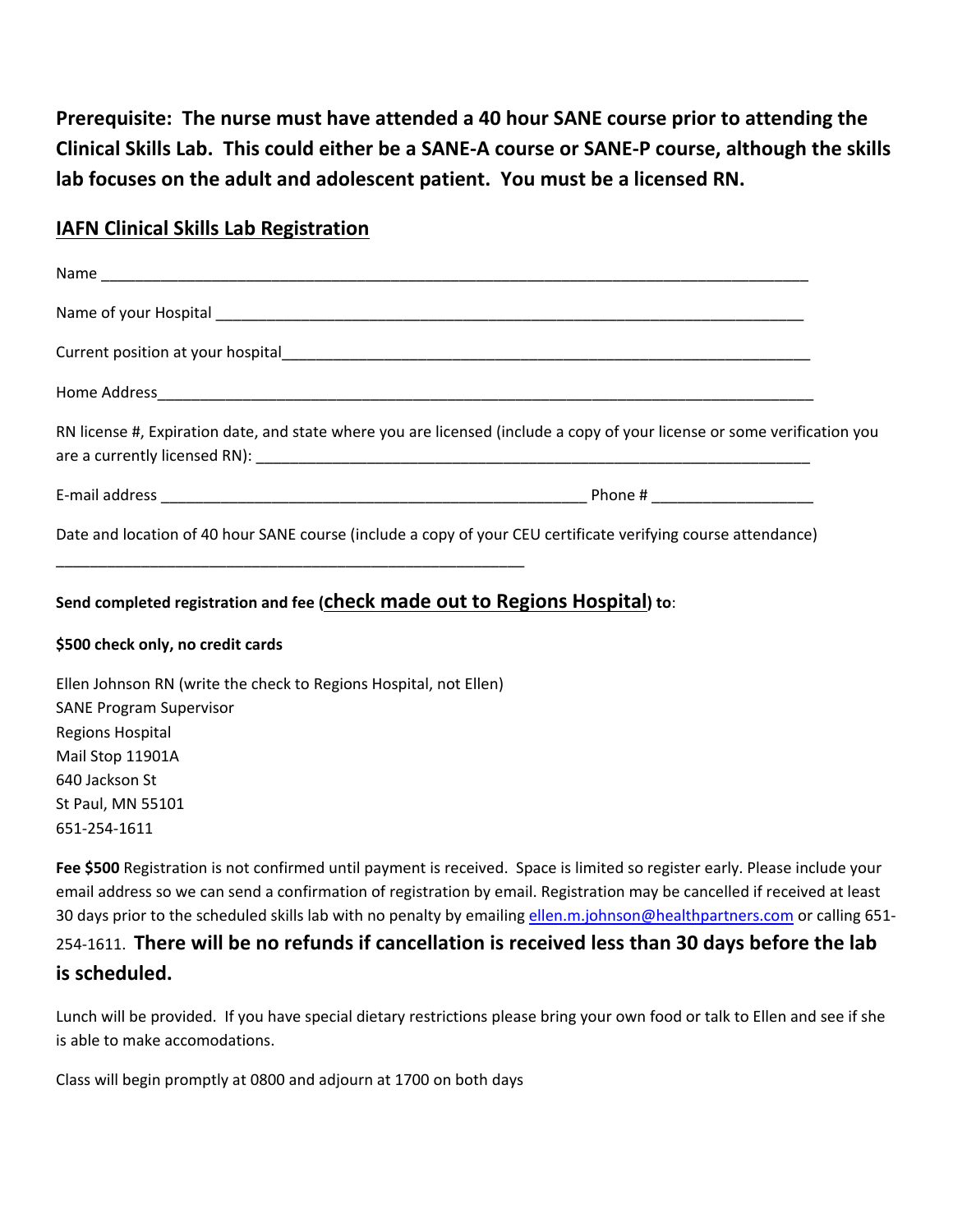**Prerequisite: The nurse must have attended a 40 hour SANE course prior to attending the Clinical Skills Lab. This could either be a SANE-A course or SANE-P course, although the skills lab focuses on the adult and adolescent patient. You must be a licensed RN.**

## IAFN Clinical Skills Lab Registration

Name ___________________________________________________________________________________

Name of your Hospital ____________________________________________________________________

Current position at your hospital___________________________________________________________

Home Address___________________________________________________________________________

RN license #, Expiration date, and state where you are licensed (include a copy of your license or some verification you are a currently licensed RN): ____________________________________________________________

E-mail address _______________________________________________ Phone # __________________

Date and location of 40 hour SANE course (include a copy of your CEU certificate verifying course attendance)

____________________________________________________

**Send completed registration and fee (check made out to Regions Hospital) to:**

**$500 check only, no credit cards**

Ellen Johnson RN (write the check to Regions Hospital, not Ellen)
SANE Program Supervisor
Regions Hospital
Mail Stop 11901A
640 Jackson St
St Paul, MN 55101
651-254-1611

**Fee $500** Registration is not confirmed until payment is received. Space is limited so register early. Please include your email address so we can send a confirmation of registration by email. Registration may be cancelled if received at least 30 days prior to the scheduled skills lab with no penalty by emailing ellen.m.johnson@healthpartners.com or calling 651-254-1611. **There will be no refunds if cancellation is received less than 30 days before the lab is scheduled.**

Lunch will be provided. If you have special dietary restrictions please bring your own food or talk to Ellen and see if she is able to make accomodations.

Class will begin promptly at 0800 and adjourn at 1700 on both days